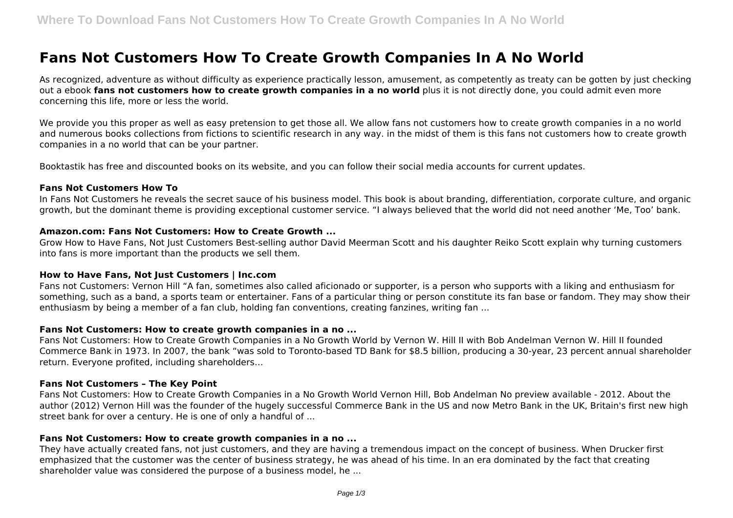# Fans Not Customers How To Create Growth Companies In A No World

As recognized, adventure as without difficulty as experience practically lesson, amusement, as competently as treaty can be gotten by just checking out a ebook **fans not customers how to create growth companies in a no world** plus it is not directly done, you could admit even more concerning this life, more or less the world.

We provide you this proper as well as easy pretension to get those all. We allow fans not customers how to create growth companies in a no world and numerous books collections from fictions to scientific research in any way. in the midst of them is this fans not customers how to create growth companies in a no world that can be your partner.

Booktastik has free and discounted books on its website, and you can follow their social media accounts for current updates.

#### Fans Not Customers How To

In Fans Not Customers he reveals the secret sauce of his business model. This book is about branding, differentiation, corporate culture, and organic growth, but the dominant theme is providing exceptional customer service. "I always believed that the world did not need another 'Me, Too' bank.

#### Amazon.com: Fans Not Customers: How to Create Growth ...

Grow How to Have Fans, Not Just Customers Best-selling author David Meerman Scott and his daughter Reiko Scott explain why turning customers into fans is more important than the products we sell them.

#### How to Have Fans, Not Just Customers | Inc.com

Fans not Customers: Vernon Hill "A fan, sometimes also called aficionado or supporter, is a person who supports with a liking and enthusiasm for something, such as a band, a sports team or entertainer. Fans of a particular thing or person constitute its fan base or fandom. They may show their enthusiasm by being a member of a fan club, holding fan conventions, creating fanzines, writing fan ...

#### Fans Not Customers: How to create growth companies in a no ...

Fans Not Customers: How to Create Growth Companies in a No Growth World by Vernon W. Hill II with Bob Andelman Vernon W. Hill II founded Commerce Bank in 1973. In 2007, the bank "was sold to Toronto-based TD Bank for $8.5 billion, producing a 30-year, 23 percent annual shareholder return. Everyone profited, including shareholders…

#### Fans Not Customers – The Key Point

Fans Not Customers: How to Create Growth Companies in a No Growth World Vernon Hill, Bob Andelman No preview available - 2012. About the author (2012) Vernon Hill was the founder of the hugely successful Commerce Bank in the US and now Metro Bank in the UK, Britain's first new high street bank for over a century. He is one of only a handful of ...

#### Fans Not Customers: How to create growth companies in a no ...

They have actually created fans, not just customers, and they are having a tremendous impact on the concept of business. When Drucker first emphasized that the customer was the center of business strategy, he was ahead of his time. In an era dominated by the fact that creating shareholder value was considered the purpose of a business model, he ...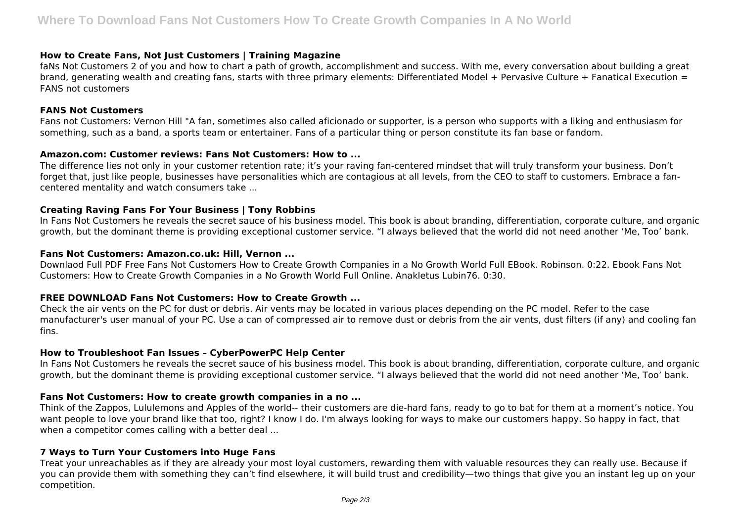### How to Create Fans, Not Just Customers | Training Magazine

faNs Not Customers 2 of you and how to chart a path of growth, accomplishment and success. With me, every conversation about building a great brand, generating wealth and creating fans, starts with three primary elements: Differentiated Model + Pervasive Culture + Fanatical Execution = FANS not customers

### FANS Not Customers

Fans not Customers: Vernon Hill "A fan, sometimes also called aficionado or supporter, is a person who supports with a liking and enthusiasm for something, such as a band, a sports team or entertainer. Fans of a particular thing or person constitute its fan base or fandom.

### Amazon.com: Customer reviews: Fans Not Customers: How to ...

The difference lies not only in your customer retention rate; it's your raving fan-centered mindset that will truly transform your business. Don't forget that, just like people, businesses have personalities which are contagious at all levels, from the CEO to staff to customers. Embrace a fan-centered mentality and watch consumers take ...

### Creating Raving Fans For Your Business | Tony Robbins

In Fans Not Customers he reveals the secret sauce of his business model. This book is about branding, differentiation, corporate culture, and organic growth, but the dominant theme is providing exceptional customer service. "I always believed that the world did not need another 'Me, Too' bank.

### Fans Not Customers: Amazon.co.uk: Hill, Vernon ...

Downlaod Full PDF Free Fans Not Customers How to Create Growth Companies in a No Growth World Full EBook. Robinson. 0:22. Ebook Fans Not Customers: How to Create Growth Companies in a No Growth World Full Online. Anakletus Lubin76. 0:30.

### FREE DOWNLOAD Fans Not Customers: How to Create Growth ...

Check the air vents on the PC for dust or debris. Air vents may be located in various places depending on the PC model. Refer to the case manufacturer's user manual of your PC. Use a can of compressed air to remove dust or debris from the air vents, dust filters (if any) and cooling fan fins.

### How to Troubleshoot Fan Issues – CyberPowerPC Help Center

In Fans Not Customers he reveals the secret sauce of his business model. This book is about branding, differentiation, corporate culture, and organic growth, but the dominant theme is providing exceptional customer service. "I always believed that the world did not need another 'Me, Too' bank.

### Fans Not Customers: How to create growth companies in a no ...

Think of the Zappos, Lululemons and Apples of the world-- their customers are die-hard fans, ready to go to bat for them at a moment's notice. You want people to love your brand like that too, right? I know I do. I'm always looking for ways to make our customers happy. So happy in fact, that when a competitor comes calling with a better deal ...

### 7 Ways to Turn Your Customers into Huge Fans

Treat your unreachables as if they are already your most loyal customers, rewarding them with valuable resources they can really use. Because if you can provide them with something they can't find elsewhere, it will build trust and credibility—two things that give you an instant leg up on your competition.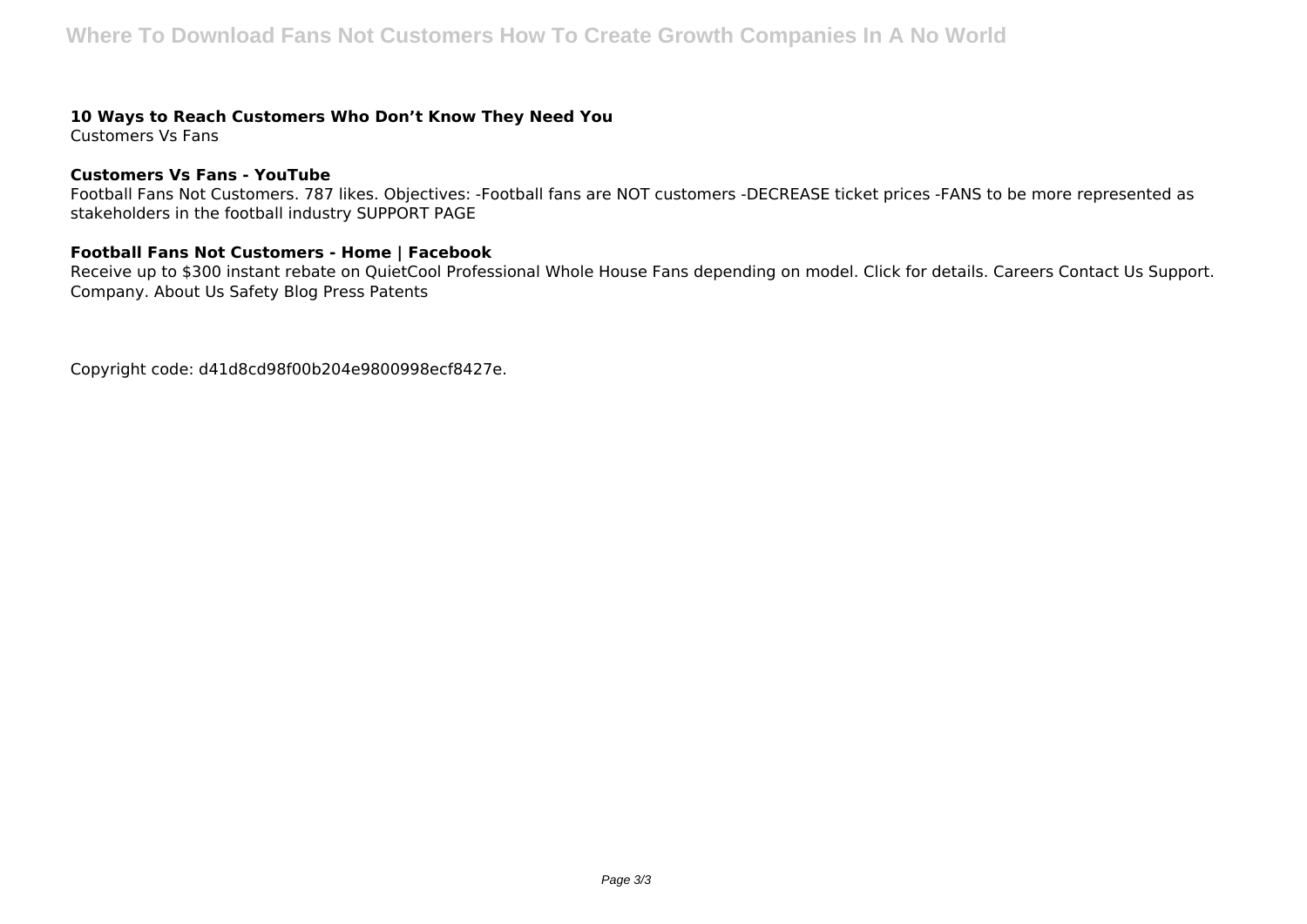**10 Ways to Reach Customers Who Don’t Know They Need You**

Customers Vs Fans

**Customers Vs Fans - YouTube**

Football Fans Not Customers. 787 likes. Objectives: -Football fans are NOT customers -DECREASE ticket prices -FANS to be more represented as stakeholders in the football industry SUPPORT PAGE

**Football Fans Not Customers - Home | Facebook**

Receive up to $300 instant rebate on QuietCool Professional Whole House Fans depending on model. Click for details. Careers Contact Us Support. Company. About Us Safety Blog Press Patents

Copyright code: d41d8cd98f00b204e9800998ecf8427e.